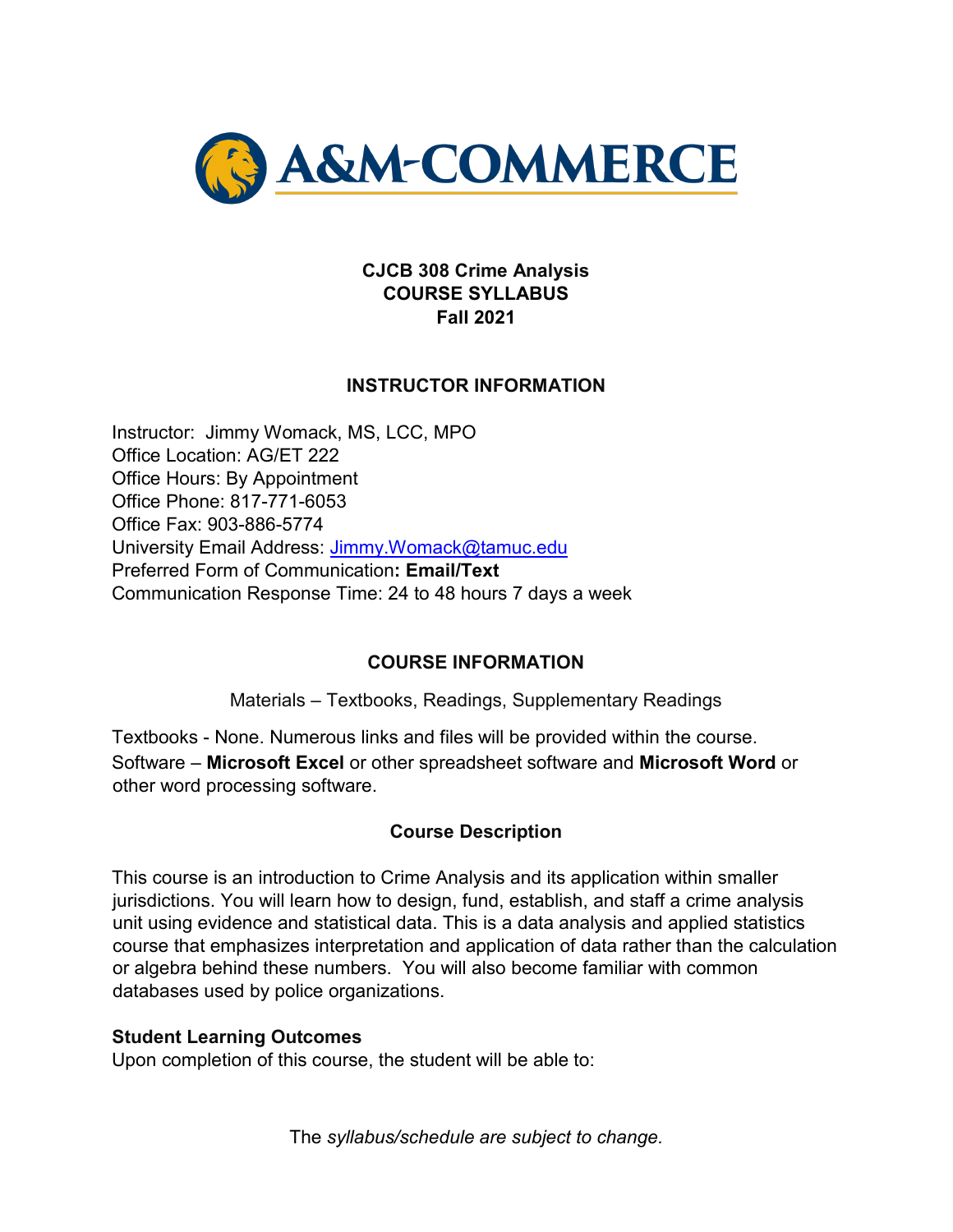**CJCB 308 Crime Analysis**
**COURSE SYLLABUS**
**Fall 2021**

## INSTRUCTOR INFORMATION

Instructor: Jimmy Womack, MS, LCC, MPO
Office Location: AG/ET 222
Office Hours: By Appointment
Office Phone: 817-771-6053
Office Fax: 903-886-5774
University Email Address: Jimmy.Womack@tamuc.edu
Preferred Form of Communication**: Email/Text**
Communication Response Time: 24 to 48 hours 7 days a week

## COURSE INFORMATION

Materials – Textbooks, Readings, Supplementary Readings

Textbooks - None. Numerous links and files will be provided within the course.
Software – **Microsoft Excel** or other spreadsheet software and **Microsoft Word** or other word processing software.

### Course Description

This course is an introduction to Crime Analysis and its application within smaller jurisdictions. You will learn how to design, fund, establish, and staff a crime analysis unit using evidence and statistical data. This is a data analysis and applied statistics course that emphasizes interpretation and application of data rather than the calculation or algebra behind these numbers. You will also become familiar with common databases used by police organizations.

**Student Learning Outcomes**
Upon completion of this course, the student will be able to:

The *syllabus/schedule are subject to change.*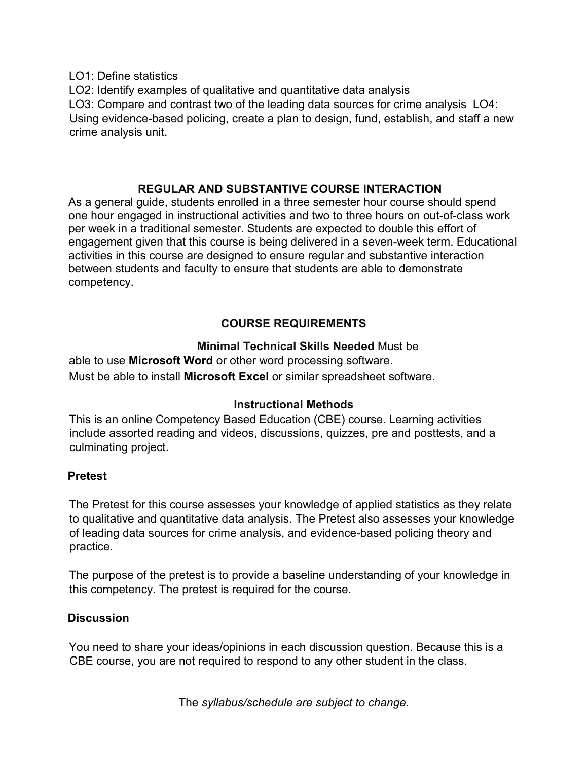LO1: Define statistics

LO2: Identify examples of qualitative and quantitative data analysis

LO3: Compare and contrast two of the leading data sources for crime analysis

LO4: Using evidence-based policing, create a plan to design, fund, establish, and staff a new crime analysis unit.

## REGULAR AND SUBSTANTIVE COURSE INTERACTION

As a general guide, students enrolled in a three semester hour course should spend one hour engaged in instructional activities and two to three hours on out-of-class work per week in a traditional semester. Students are expected to double this effort of engagement given that this course is being delivered in a seven-week term. Educational activities in this course are designed to ensure regular and substantive interaction between students and faculty to ensure that students are able to demonstrate competency.

## COURSE REQUIREMENTS

### Minimal Technical Skills Needed

Must be able to use **Microsoft Word** or other word processing software.

Must be able to install **Microsoft Excel** or similar spreadsheet software.

### Instructional Methods

This is an online Competency Based Education (CBE) course. Learning activities include assorted reading and videos, discussions, quizzes, pre and posttests, and a culminating project.

### Pretest

The Pretest for this course assesses your knowledge of applied statistics as they relate to qualitative and quantitative data analysis. The Pretest also assesses your knowledge of leading data sources for crime analysis, and evidence-based policing theory and practice.

The purpose of the pretest is to provide a baseline understanding of your knowledge in this competency. The pretest is required for the course.

### Discussion

You need to share your ideas/opinions in each discussion question. Because this is a CBE course, you are not required to respond to any other student in the class.

The *syllabus/schedule are subject to change.*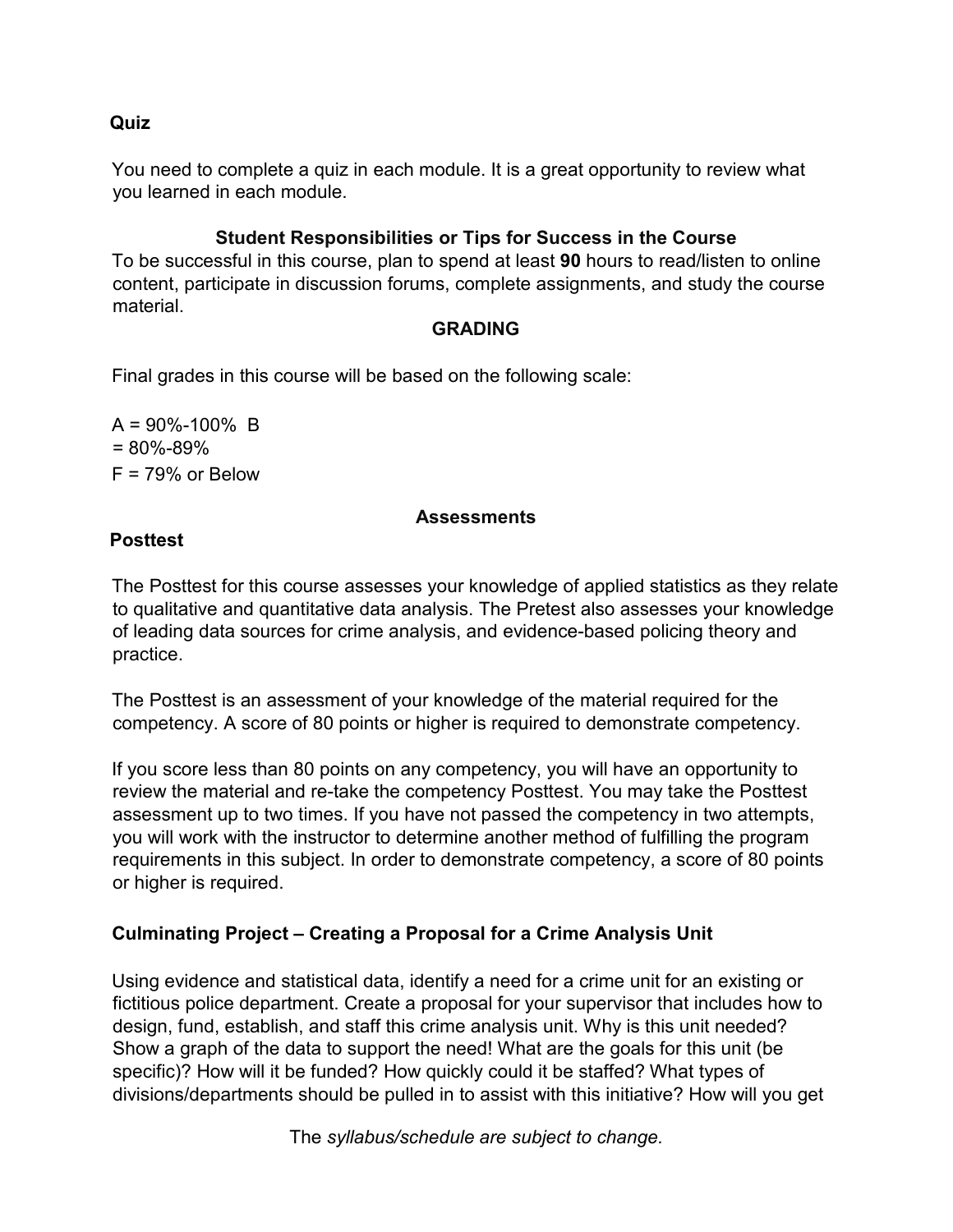**Quiz**

You need to complete a quiz in each module. It is a great opportunity to review what you learned in each module.

**Student Responsibilities or Tips for Success in the Course**

To be successful in this course, plan to spend at least **90** hours to read/listen to online content, participate in discussion forums, complete assignments, and study the course material.

**GRADING**

Final grades in this course will be based on the following scale:

A = 90%-100%  B
= 80%-89%
F = 79% or Below

**Assessments**

**Posttest**

The Posttest for this course assesses your knowledge of applied statistics as they relate to qualitative and quantitative data analysis. The Pretest also assesses your knowledge of leading data sources for crime analysis, and evidence-based policing theory and practice.

The Posttest is an assessment of your knowledge of the material required for the competency. A score of 80 points or higher is required to demonstrate competency.

If you score less than 80 points on any competency, you will have an opportunity to review the material and re-take the competency Posttest. You may take the Posttest assessment up to two times. If you have not passed the competency in two attempts, you will work with the instructor to determine another method of fulfilling the program requirements in this subject. In order to demonstrate competency, a score of 80 points or higher is required.

**Culminating Project – Creating a Proposal for a Crime Analysis Unit**

Using evidence and statistical data, identify a need for a crime unit for an existing or fictitious police department. Create a proposal for your supervisor that includes how to design, fund, establish, and staff this crime analysis unit. Why is this unit needed? Show a graph of the data to support the need! What are the goals for this unit (be specific)? How will it be funded? How quickly could it be staffed? What types of divisions/departments should be pulled in to assist with this initiative? How will you get

The *syllabus/schedule are subject to change.*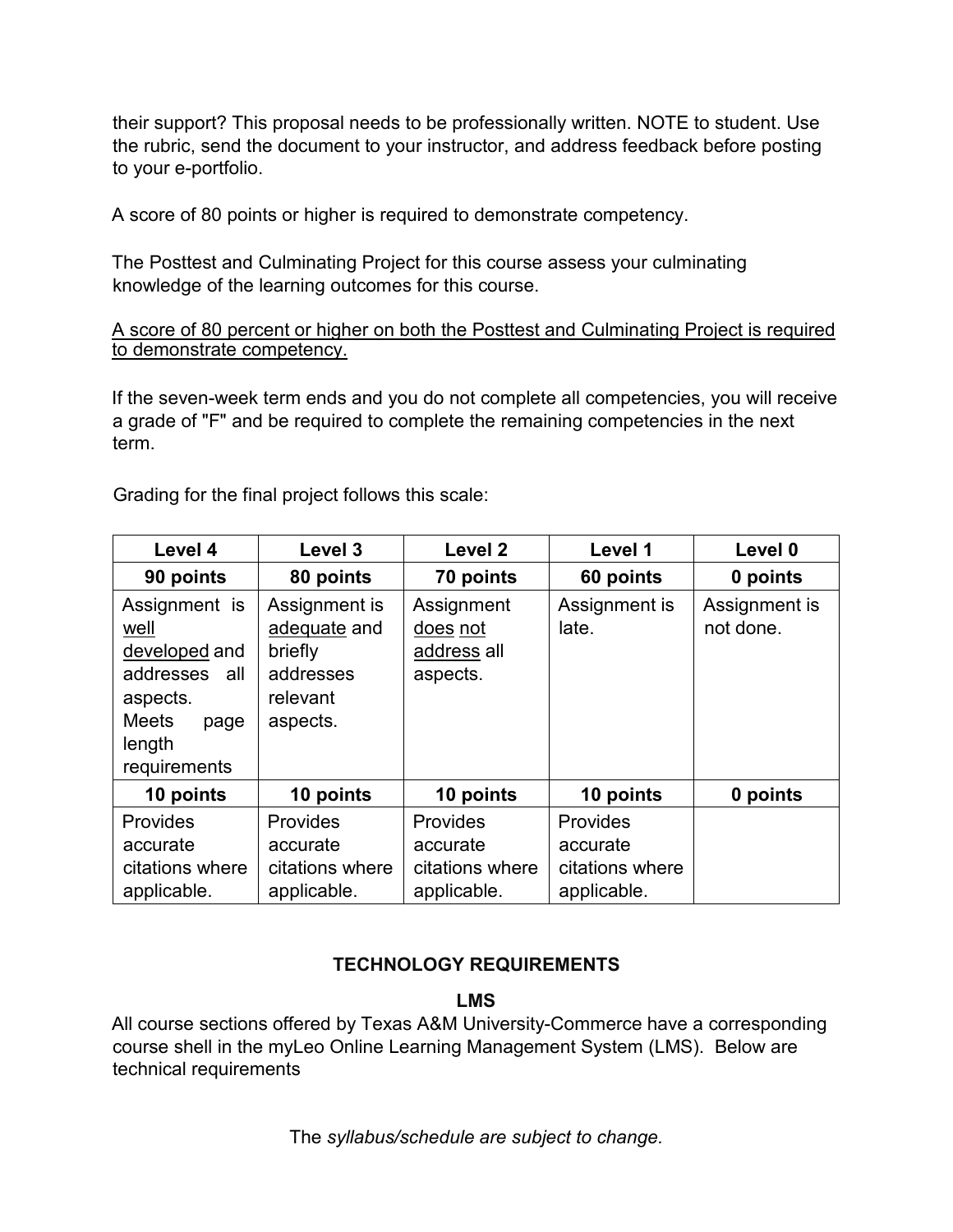their support? This proposal needs to be professionally written. NOTE to student. Use the rubric, send the document to your instructor, and address feedback before posting to your e-portfolio.

A score of 80 points or higher is required to demonstrate competency.

The Posttest and Culminating Project for this course assess your culminating knowledge of the learning outcomes for this course.

<u>A score of 80 percent or higher on both the Posttest and Culminating Project is required to demonstrate competency.</u>

If the seven-week term ends and you do not complete all competencies, you will receive a grade of "F" and be required to complete the remaining competencies in the next term.

Grading for the final project follows this scale:

| **Level 4** | **Level 3** | **Level 2** | **Level 1** | **Level 0** |
|---|---|---|---|---|
| **90 points** | **80 points** | **70 points** | **60 points** | **0 points** |
| Assignment is <u>well developed</u> and addresses all aspects. Meets page length requirements | Assignment is <u>adequate</u> and briefly addresses relevant aspects. | Assignment <u>does not address</u> all aspects. | Assignment is late. | Assignment is not done. |
| **10 points** | **10 points** | **10 points** | **10 points** | **0 points** |
| Provides accurate citations where applicable. | Provides accurate citations where applicable. | Provides accurate citations where applicable. | Provides accurate citations where applicable. | |

## TECHNOLOGY REQUIREMENTS

### LMS

All course sections offered by Texas A&M University-Commerce have a corresponding course shell in the myLeo Online Learning Management System (LMS). Below are technical requirements

The *syllabus/schedule are subject to change.*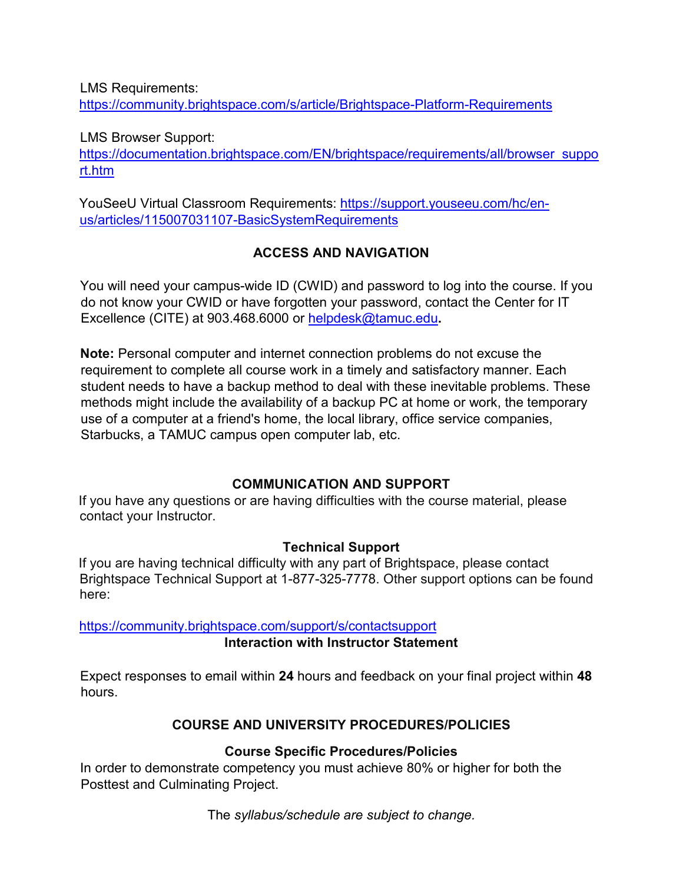LMS Requirements:
https://community.brightspace.com/s/article/Brightspace-Platform-Requirements

LMS Browser Support:
https://documentation.brightspace.com/EN/brightspace/requirements/all/browser_support.htm

YouSeeU Virtual Classroom Requirements: https://support.youseeu.com/hc/en-us/articles/115007031107-BasicSystemRequirements

## ACCESS AND NAVIGATION

You will need your campus-wide ID (CWID) and password to log into the course. If you do not know your CWID or have forgotten your password, contact the Center for IT Excellence (CITE) at 903.468.6000 or helpdesk@tamuc.edu**.**

**Note:** Personal computer and internet connection problems do not excuse the requirement to complete all course work in a timely and satisfactory manner. Each student needs to have a backup method to deal with these inevitable problems. These methods might include the availability of a backup PC at home or work, the temporary use of a computer at a friend's home, the local library, office service companies, Starbucks, a TAMUC campus open computer lab, etc.

## COMMUNICATION AND SUPPORT

If you have any questions or are having difficulties with the course material, please contact your Instructor.

### Technical Support

If you are having technical difficulty with any part of Brightspace, please contact Brightspace Technical Support at 1-877-325-7778. Other support options can be found here:

https://community.brightspace.com/support/s/contactsupport

### Interaction with Instructor Statement

Expect responses to email within **24** hours and feedback on your final project within **48** hours.

## COURSE AND UNIVERSITY PROCEDURES/POLICIES

### Course Specific Procedures/Policies

In order to demonstrate competency you must achieve 80% or higher for both the Posttest and Culminating Project.

The *syllabus/schedule are subject to change.*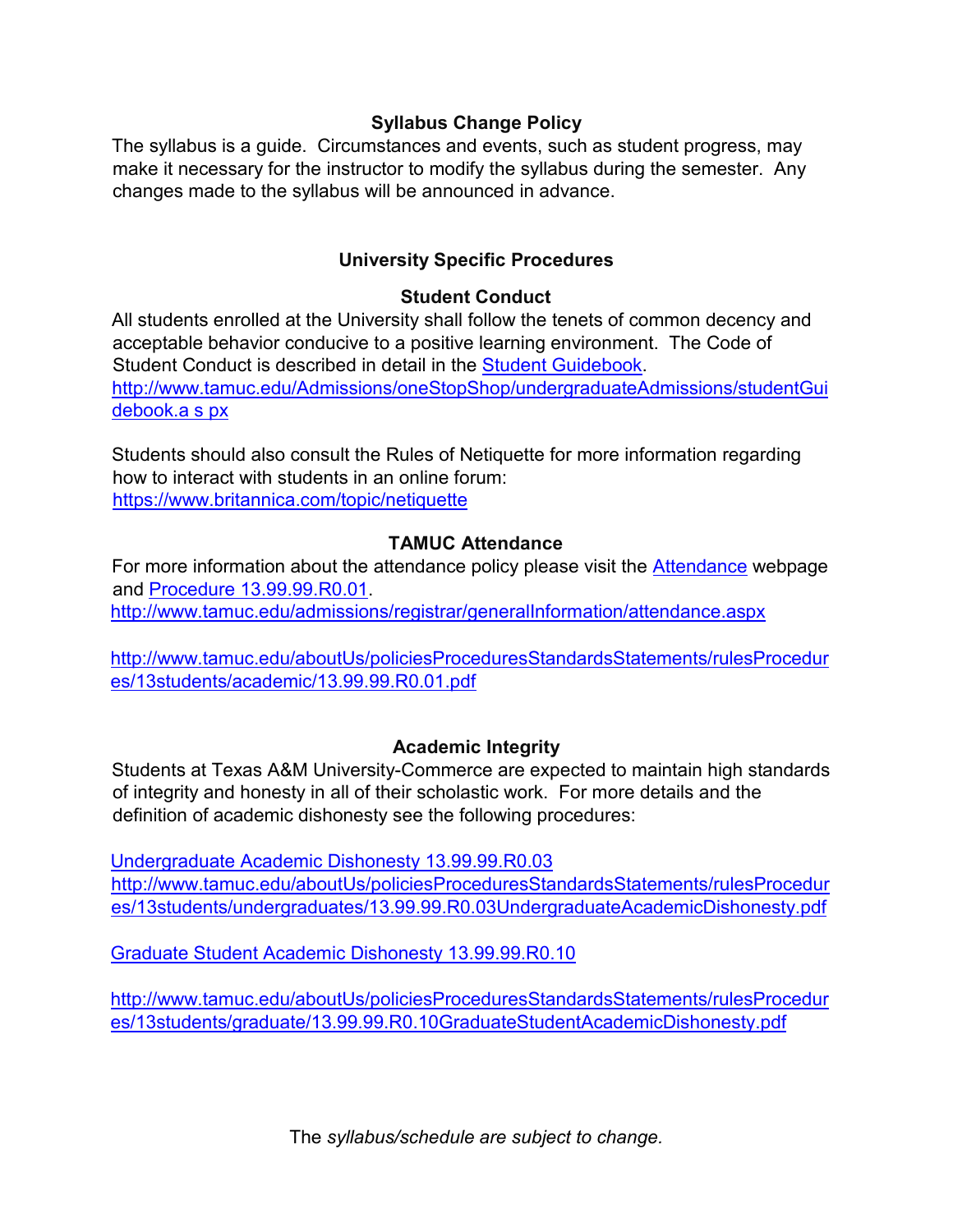## Syllabus Change Policy

The syllabus is a guide. Circumstances and events, such as student progress, may make it necessary for the instructor to modify the syllabus during the semester. Any changes made to the syllabus will be announced in advance.

## University Specific Procedures

### Student Conduct

All students enrolled at the University shall follow the tenets of common decency and acceptable behavior conducive to a positive learning environment. The Code of Student Conduct is described in detail in the Student Guidebook.
http://www.tamuc.edu/Admissions/oneStopShop/undergraduateAdmissions/studentGuidebook.a s px

Students should also consult the Rules of Netiquette for more information regarding how to interact with students in an online forum:
https://www.britannica.com/topic/netiquette

### TAMUC Attendance

For more information about the attendance policy please visit the Attendance webpage and Procedure 13.99.99.R0.01.
http://www.tamuc.edu/admissions/registrar/generalInformation/attendance.aspx

http://www.tamuc.edu/aboutUs/policiesProceduresStandardsStatements/rulesProcedures/13students/academic/13.99.99.R0.01.pdf

### Academic Integrity

Students at Texas A&M University-Commerce are expected to maintain high standards of integrity and honesty in all of their scholastic work. For more details and the definition of academic dishonesty see the following procedures:

Undergraduate Academic Dishonesty 13.99.99.R0.03
http://www.tamuc.edu/aboutUs/policiesProceduresStandardsStatements/rulesProcedures/13students/undergraduates/13.99.99.R0.03UndergraduateAcademicDishonesty.pdf

Graduate Student Academic Dishonesty 13.99.99.R0.10

http://www.tamuc.edu/aboutUs/policiesProceduresStandardsStatements/rulesProcedures/13students/graduate/13.99.99.R0.10GraduateStudentAcademicDishonesty.pdf

The *syllabus/schedule are subject to change.*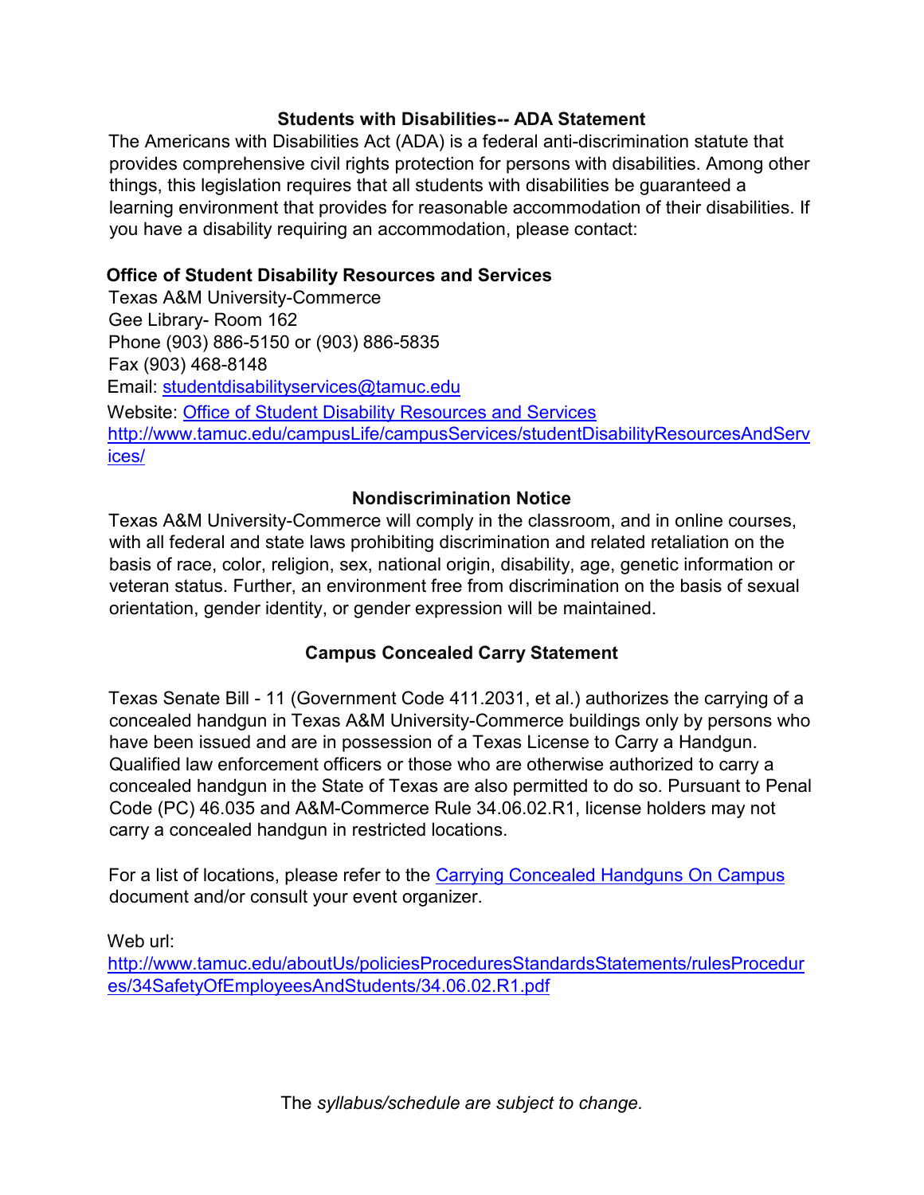## Students with Disabilities-- ADA Statement

The Americans with Disabilities Act (ADA) is a federal anti-discrimination statute that provides comprehensive civil rights protection for persons with disabilities. Among other things, this legislation requires that all students with disabilities be guaranteed a learning environment that provides for reasonable accommodation of their disabilities. If you have a disability requiring an accommodation, please contact:

**Office of Student Disability Resources and Services**

Texas A&M University-Commerce
Gee Library- Room 162
Phone (903) 886-5150 or (903) 886-5835
Fax (903) 468-8148
Email: studentdisabilityservices@tamuc.edu
Website: Office of Student Disability Resources and Services
http://www.tamuc.edu/campusLife/campusServices/studentDisabilityResourcesAndServices/

## Nondiscrimination Notice

Texas A&M University-Commerce will comply in the classroom, and in online courses, with all federal and state laws prohibiting discrimination and related retaliation on the basis of race, color, religion, sex, national origin, disability, age, genetic information or veteran status. Further, an environment free from discrimination on the basis of sexual orientation, gender identity, or gender expression will be maintained.

## Campus Concealed Carry Statement

Texas Senate Bill - 11 (Government Code 411.2031, et al.) authorizes the carrying of a concealed handgun in Texas A&M University-Commerce buildings only by persons who have been issued and are in possession of a Texas License to Carry a Handgun. Qualified law enforcement officers or those who are otherwise authorized to carry a concealed handgun in the State of Texas are also permitted to do so. Pursuant to Penal Code (PC) 46.035 and A&M-Commerce Rule 34.06.02.R1, license holders may not carry a concealed handgun in restricted locations.

For a list of locations, please refer to the Carrying Concealed Handguns On Campus document and/or consult your event organizer.

Web url:
http://www.tamuc.edu/aboutUs/policiesProceduresStandardsStatements/rulesProcedures/34SafetyOfEmployeesAndStudents/34.06.02.R1.pdf

The *syllabus/schedule are subject to change.*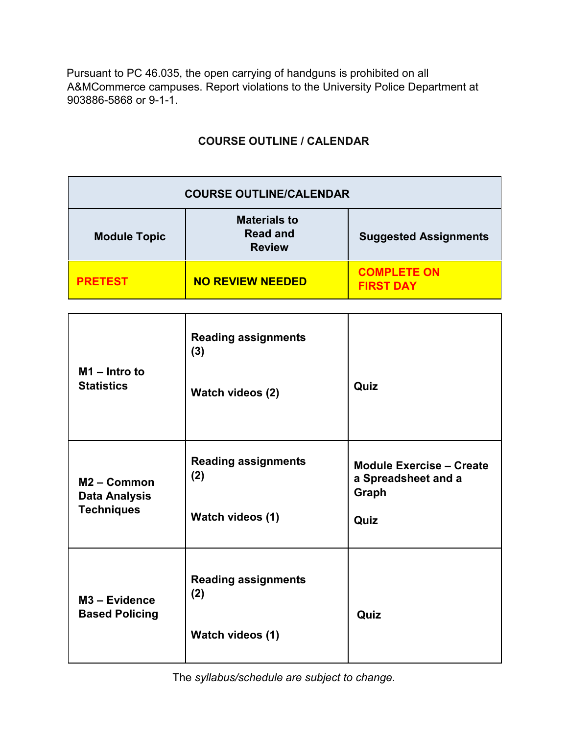Pursuant to PC 46.035, the open carrying of handguns is prohibited on all A&MCommerce campuses. Report violations to the University Police Department at 903886-5868 or 9-1-1.

## COURSE OUTLINE / CALENDAR

| COURSE OUTLINE/CALENDAR | | |
|---|---|---|
| **Module Topic** | **Materials to Read and Review** | **Suggested Assignments** |
| **PRETEST** | **NO REVIEW NEEDED** | **COMPLETE ON FIRST DAY** |
| **M1 – Intro to Statistics** | **Reading assignments (3)**<br><br>**Watch videos (2)** | **Quiz** |
| **M2 – Common Data Analysis Techniques** | **Reading assignments (2)**<br><br>**Watch videos (1)** | **Module Exercise – Create a Spreadsheet and a Graph**<br><br>**Quiz** |
| **M3 – Evidence Based Policing** | **Reading assignments (2)**<br><br>**Watch videos (1)** | **Quiz** |

The *syllabus/schedule are subject to change.*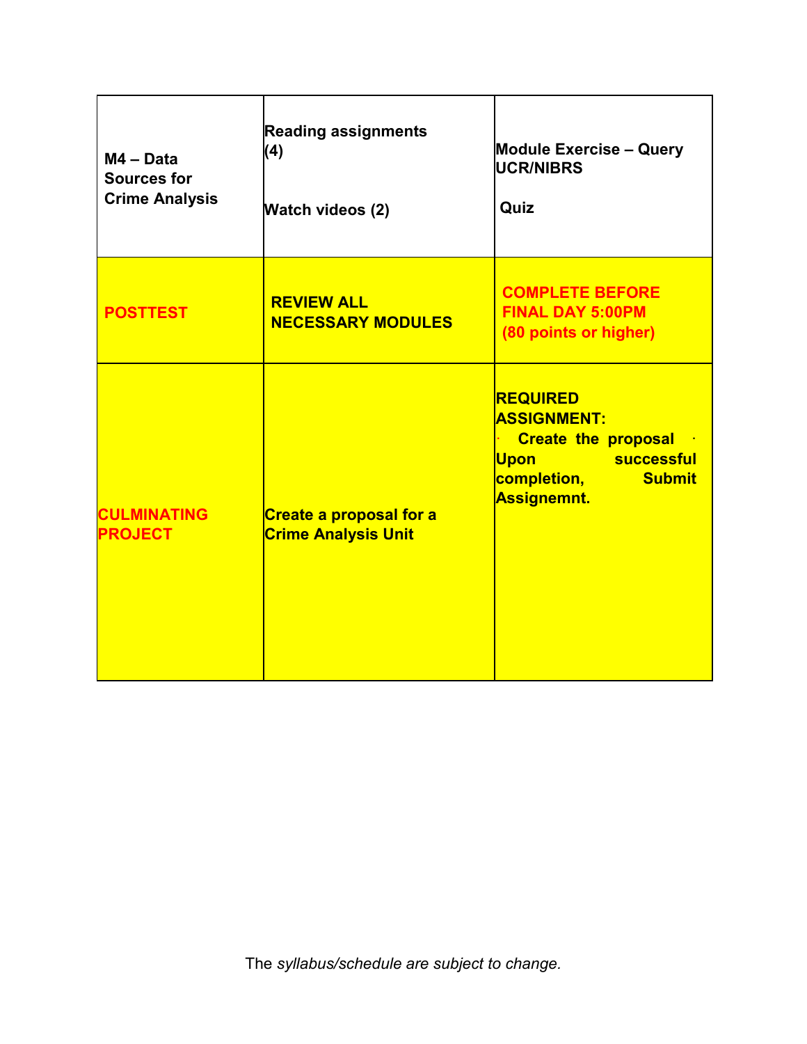| | | |
|---|---|---|
| **M4 – Data Sources for Crime Analysis** | **Reading assignments (4)**<br><br>**Watch videos (2)** | **Module Exercise – Query UCR/NIBRS**<br><br>**Quiz** |
| **POSTTEST** | **REVIEW ALL NECESSARY MODULES** | **COMPLETE BEFORE FINAL DAY 5:00PM (80 points or higher)** |
| **CULMINATING PROJECT** | **Create a proposal for a Crime Analysis Unit** | **REQUIRED ASSIGNMENT:**<br>· **Create the proposal** · **Upon successful completion, Submit Assignemnt.** |

The *syllabus/schedule are subject to change.*